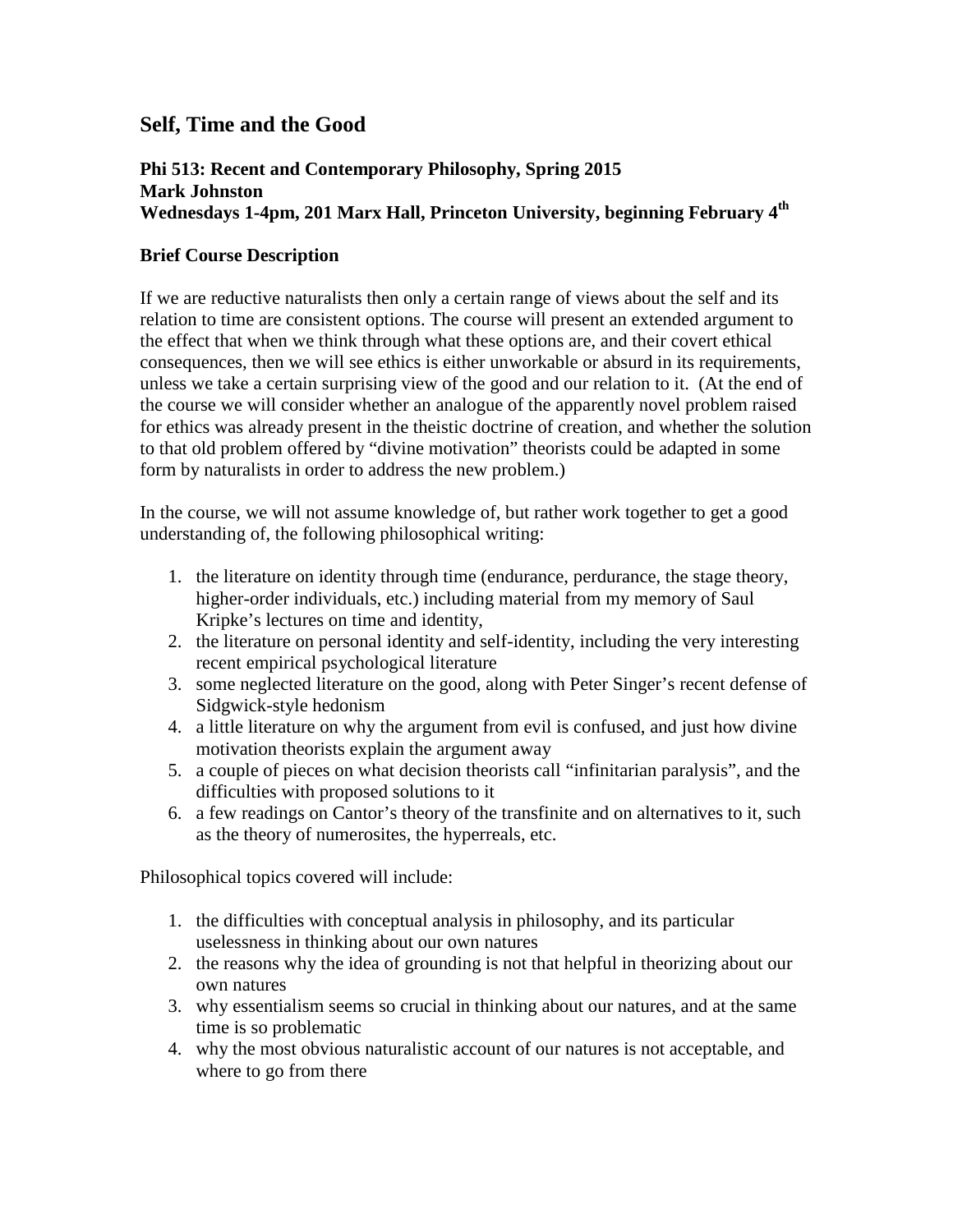# Self, Time and the Good

**Phi 513: Recent and Contemporary Philosophy, Spring 2015**
**Mark Johnston**
**Wednesdays 1-4pm, 201 Marx Hall, Princeton University, beginning February 4th**

## Brief Course Description

If we are reductive naturalists then only a certain range of views about the self and its relation to time are consistent options. The course will present an extended argument to the effect that when we think through what these options are, and their covert ethical consequences, then we will see ethics is either unworkable or absurd in its requirements, unless we take a certain surprising view of the good and our relation to it. (At the end of the course we will consider whether an analogue of the apparently novel problem raised for ethics was already present in the theistic doctrine of creation, and whether the solution to that old problem offered by "divine motivation" theorists could be adapted in some form by naturalists in order to address the new problem.)

In the course, we will not assume knowledge of, but rather work together to get a good understanding of, the following philosophical writing:

1. the literature on identity through time (endurance, perdurance, the stage theory, higher-order individuals, etc.) including material from my memory of Saul Kripke's lectures on time and identity,
2. the literature on personal identity and self-identity, including the very interesting recent empirical psychological literature
3. some neglected literature on the good, along with Peter Singer's recent defense of Sidgwick-style hedonism
4. a little literature on why the argument from evil is confused, and just how divine motivation theorists explain the argument away
5. a couple of pieces on what decision theorists call "infinitarian paralysis", and the difficulties with proposed solutions to it
6. a few readings on Cantor's theory of the transfinite and on alternatives to it, such as the theory of numerosites, the hyperreals, etc.

Philosophical topics covered will include:

1. the difficulties with conceptual analysis in philosophy, and its particular uselessness in thinking about our own natures
2. the reasons why the idea of grounding is not that helpful in theorizing about our own natures
3. why essentialism seems so crucial in thinking about our natures, and at the same time is so problematic
4. why the most obvious naturalistic account of our natures is not acceptable, and where to go from there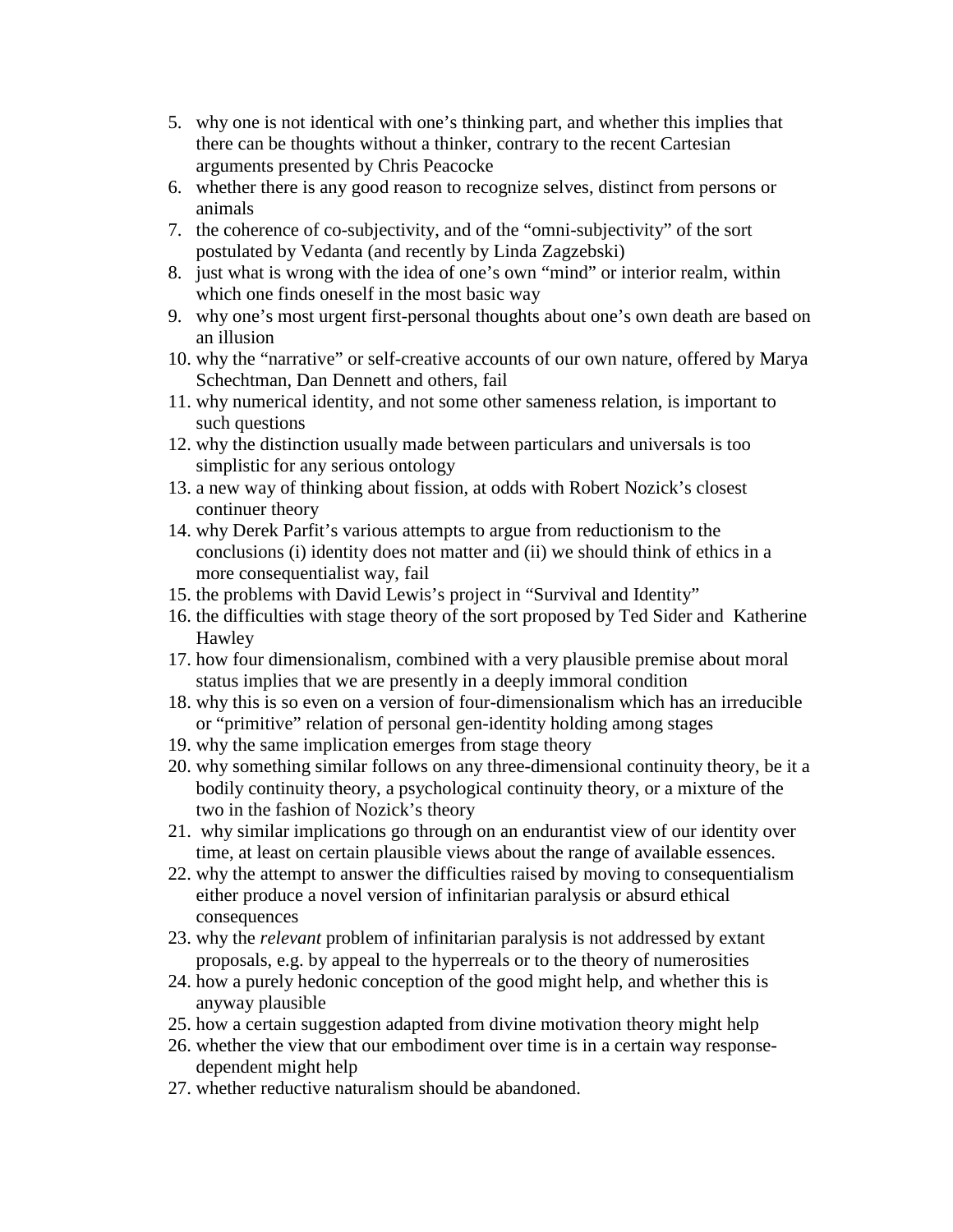5. why one is not identical with one's thinking part, and whether this implies that there can be thoughts without a thinker, contrary to the recent Cartesian arguments presented by Chris Peacocke
6. whether there is any good reason to recognize selves, distinct from persons or animals
7. the coherence of co-subjectivity, and of the "omni-subjectivity" of the sort postulated by Vedanta (and recently by Linda Zagzebski)
8. just what is wrong with the idea of one's own "mind" or interior realm, within which one finds oneself in the most basic way
9. why one's most urgent first-personal thoughts about one's own death are based on an illusion
10. why the "narrative" or self-creative accounts of our own nature, offered by Marya Schechtman, Dan Dennett and others, fail
11. why numerical identity, and not some other sameness relation, is important to such questions
12. why the distinction usually made between particulars and universals is too simplistic for any serious ontology
13. a new way of thinking about fission, at odds with Robert Nozick's closest continuer theory
14. why Derek Parfit's various attempts to argue from reductionism to the conclusions (i) identity does not matter and (ii) we should think of ethics in a more consequentialist way, fail
15. the problems with David Lewis's project in "Survival and Identity"
16. the difficulties with stage theory of the sort proposed by Ted Sider and Katherine Hawley
17. how four dimensionalism, combined with a very plausible premise about moral status implies that we are presently in a deeply immoral condition
18. why this is so even on a version of four-dimensionalism which has an irreducible or "primitive" relation of personal gen-identity holding among stages
19. why the same implication emerges from stage theory
20. why something similar follows on any three-dimensional continuity theory, be it a bodily continuity theory, a psychological continuity theory, or a mixture of the two in the fashion of Nozick's theory
21. why similar implications go through on an endurantist view of our identity over time, at least on certain plausible views about the range of available essences.
22. why the attempt to answer the difficulties raised by moving to consequentialism either produce a novel version of infinitarian paralysis or absurd ethical consequences
23. why the *relevant* problem of infinitarian paralysis is not addressed by extant proposals, e.g. by appeal to the hyperreals or to the theory of numerosities
24. how a purely hedonic conception of the good might help, and whether this is anyway plausible
25. how a certain suggestion adapted from divine motivation theory might help
26. whether the view that our embodiment over time is in a certain way response-dependent might help
27. whether reductive naturalism should be abandoned.